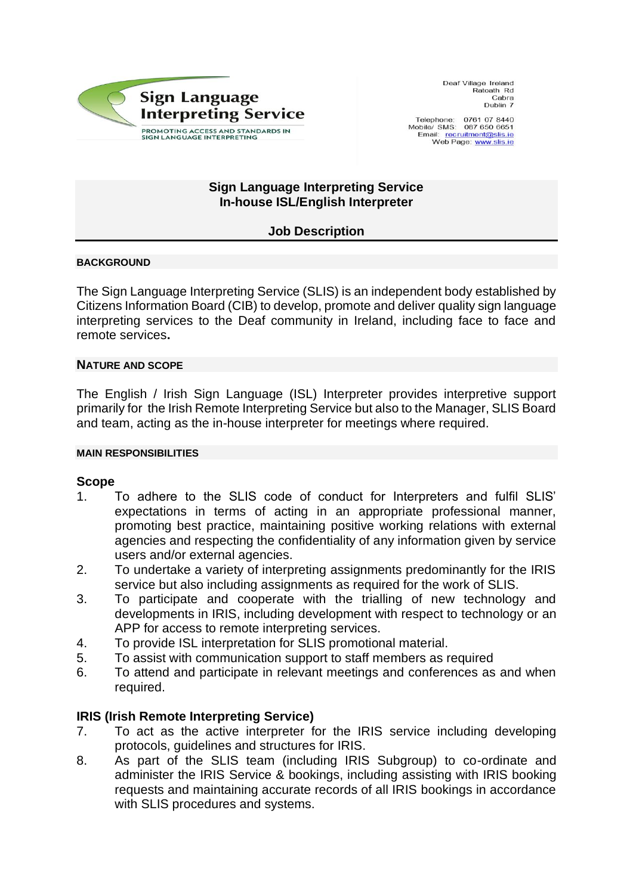**Sign Language Interpreting Service**
PROMOTING ACCESS AND STANDARDS IN SIGN LANGUAGE INTERPRETING

Deaf Village Ireland
Ratoath Rd
Cabra
Dublin 7

Telephone: 0761 07 8440
Mobile/ SMS: 087 650 6651
Email: recruitment@slis.ie
Web Page: www.slis.ie

# Sign Language Interpreting Service
# In-house ISL/English Interpreter

## Job Description

### BACKGROUND

The Sign Language Interpreting Service (SLIS) is an independent body established by Citizens Information Board (CIB) to develop, promote and deliver quality sign language interpreting services to the Deaf community in Ireland, including face to face and remote services**.**

### NATURE AND SCOPE

The English / Irish Sign Language (ISL) Interpreter provides interpretive support primarily for the Irish Remote Interpreting Service but also to the Manager, SLIS Board and team, acting as the in-house interpreter for meetings where required.

### MAIN RESPONSIBILITIES

#### Scope

1. To adhere to the SLIS code of conduct for Interpreters and fulfil SLIS' expectations in terms of acting in an appropriate professional manner, promoting best practice, maintaining positive working relations with external agencies and respecting the confidentiality of any information given by service users and/or external agencies.
2. To undertake a variety of interpreting assignments predominantly for the IRIS service but also including assignments as required for the work of SLIS.
3. To participate and cooperate with the trialling of new technology and developments in IRIS, including development with respect to technology or an APP for access to remote interpreting services.
4. To provide ISL interpretation for SLIS promotional material.
5. To assist with communication support to staff members as required
6. To attend and participate in relevant meetings and conferences as and when required.

#### IRIS (Irish Remote Interpreting Service)

7. To act as the active interpreter for the IRIS service including developing protocols, guidelines and structures for IRIS.
8. As part of the SLIS team (including IRIS Subgroup) to co-ordinate and administer the IRIS Service & bookings, including assisting with IRIS booking requests and maintaining accurate records of all IRIS bookings in accordance with SLIS procedures and systems.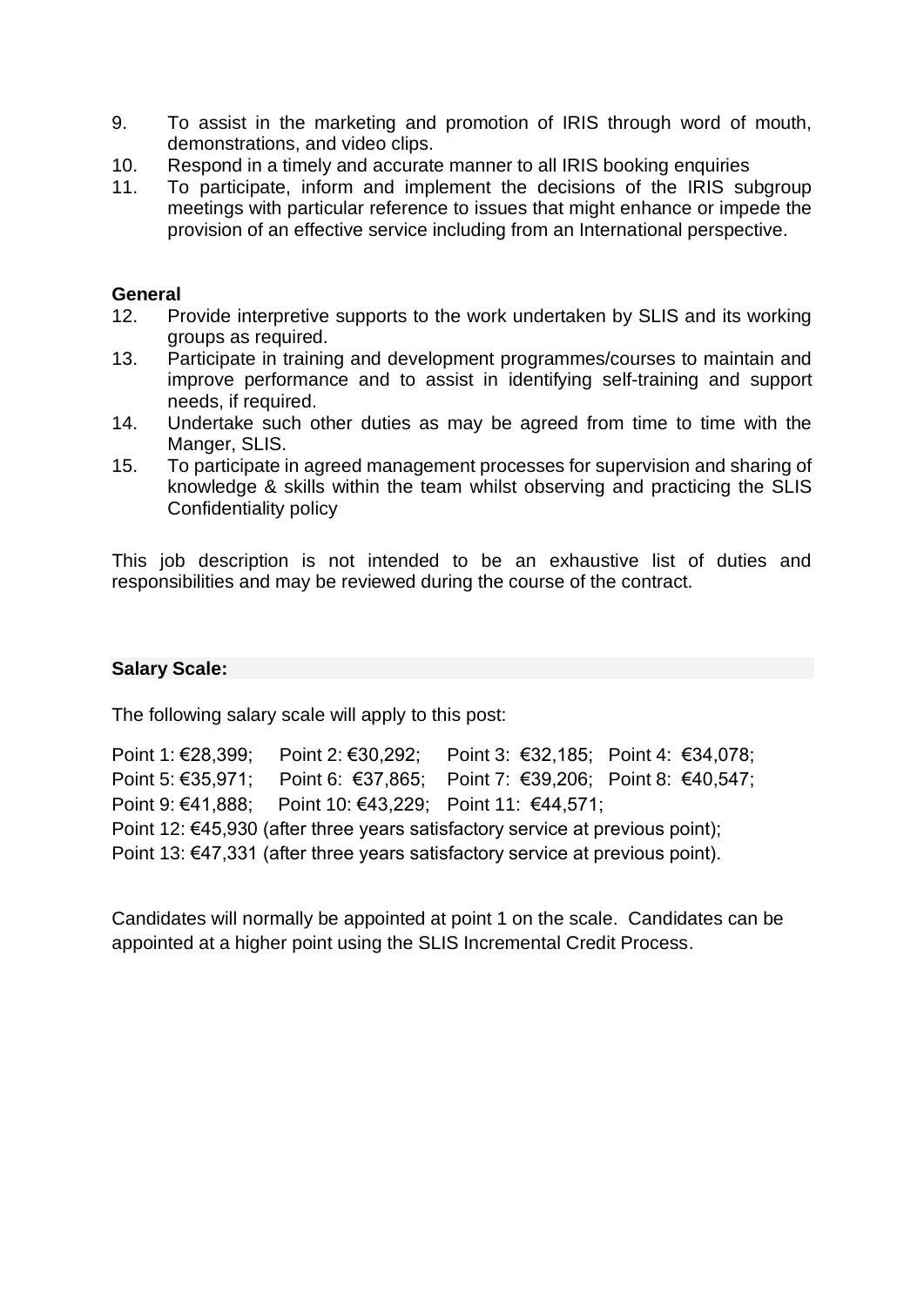9. To assist in the marketing and promotion of IRIS through word of mouth, demonstrations, and video clips.
10. Respond in a timely and accurate manner to all IRIS booking enquiries
11. To participate, inform and implement the decisions of the IRIS subgroup meetings with particular reference to issues that might enhance or impede the provision of an effective service including from an International perspective.

**General**

12. Provide interpretive supports to the work undertaken by SLIS and its working groups as required.
13. Participate in training and development programmes/courses to maintain and improve performance and to assist in identifying self-training and support needs, if required.
14. Undertake such other duties as may be agreed from time to time with the Manger, SLIS.
15. To participate in agreed management processes for supervision and sharing of knowledge & skills within the team whilst observing and practicing the SLIS Confidentiality policy

This job description is not intended to be an exhaustive list of duties and responsibilities and may be reviewed during the course of the contract.

**Salary Scale:**

The following salary scale will apply to this post:

Point 1: €28,399; Point 2: €30,292; Point 3: €32,185; Point 4: €34,078;
Point 5: €35,971; Point 6: €37,865; Point 7: €39,206; Point 8: €40,547;
Point 9: €41,888; Point 10: €43,229; Point 11: €44,571;
Point 12: €45,930 (after three years satisfactory service at previous point);
Point 13: €47,331 (after three years satisfactory service at previous point).

Candidates will normally be appointed at point 1 on the scale. Candidates can be appointed at a higher point using the SLIS Incremental Credit Process.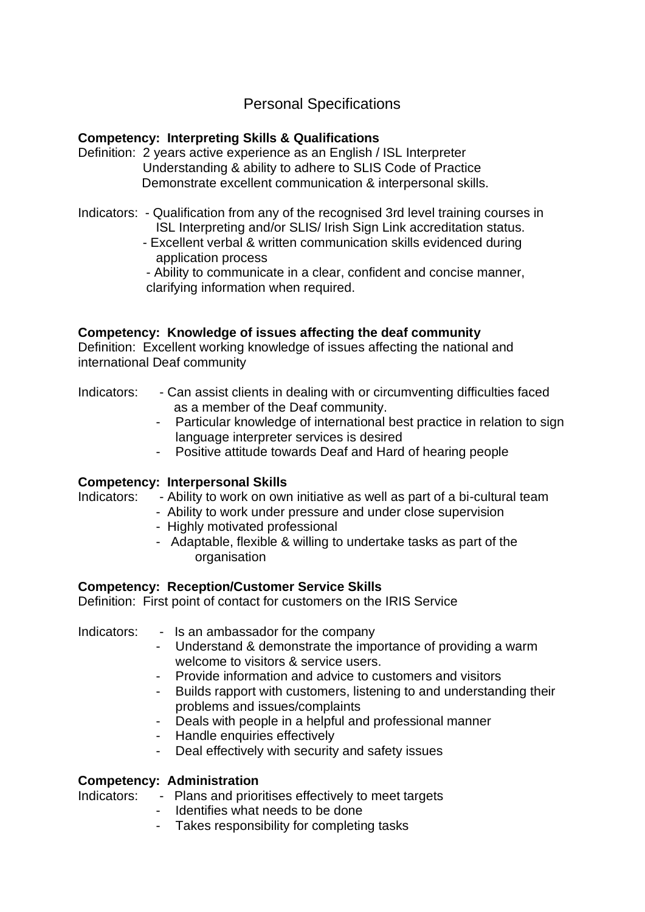# Personal Specifications

**Competency: Interpreting Skills & Qualifications**

Definition: 2 years active experience as an English / ISL Interpreter
Understanding & ability to adhere to SLIS Code of Practice
Demonstrate excellent communication & interpersonal skills.

Indicators:
- Qualification from any of the recognised 3rd level training courses in ISL Interpreting and/or SLIS/ Irish Sign Link accreditation status.
- Excellent verbal & written communication skills evidenced during application process
- Ability to communicate in a clear, confident and concise manner, clarifying information when required.

**Competency: Knowledge of issues affecting the deaf community**

Definition: Excellent working knowledge of issues affecting the national and international Deaf community

Indicators:
- Can assist clients in dealing with or circumventing difficulties faced as a member of the Deaf community.
- Particular knowledge of international best practice in relation to sign language interpreter services is desired
- Positive attitude towards Deaf and Hard of hearing people

**Competency: Interpersonal Skills**

Indicators:
- Ability to work on own initiative as well as part of a bi-cultural team
- Ability to work under pressure and under close supervision
- Highly motivated professional
- Adaptable, flexible & willing to undertake tasks as part of the organisation

**Competency: Reception/Customer Service Skills**

Definition: First point of contact for customers on the IRIS Service

Indicators:
- Is an ambassador for the company
- Understand & demonstrate the importance of providing a warm welcome to visitors & service users.
- Provide information and advice to customers and visitors
- Builds rapport with customers, listening to and understanding their problems and issues/complaints
- Deals with people in a helpful and professional manner
- Handle enquiries effectively
- Deal effectively with security and safety issues

**Competency: Administration**

Indicators:
- Plans and prioritises effectively to meet targets
- Identifies what needs to be done
- Takes responsibility for completing tasks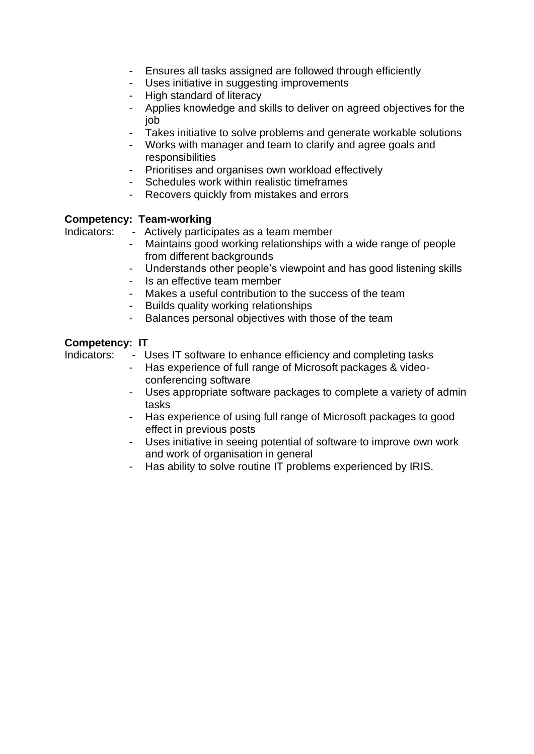- Ensures all tasks assigned are followed through efficiently
- Uses initiative in suggesting improvements
- High standard of literacy
- Applies knowledge and skills to deliver on agreed objectives for the job
- Takes initiative to solve problems and generate workable solutions
- Works with manager and team to clarify and agree goals and responsibilities
- Prioritises and organises own workload effectively
- Schedules work within realistic timeframes
- Recovers quickly from mistakes and errors

**Competency: Team-working**

Indicators:

- Actively participates as a team member
- Maintains good working relationships with a wide range of people from different backgrounds
- Understands other people's viewpoint and has good listening skills
- Is an effective team member
- Makes a useful contribution to the success of the team
- Builds quality working relationships
- Balances personal objectives with those of the team

**Competency: IT**

Indicators:

- Uses IT software to enhance efficiency and completing tasks
- Has experience of full range of Microsoft packages & video-conferencing software
- Uses appropriate software packages to complete a variety of admin tasks
- Has experience of using full range of Microsoft packages to good effect in previous posts
- Uses initiative in seeing potential of software to improve own work and work of organisation in general
- Has ability to solve routine IT problems experienced by IRIS.